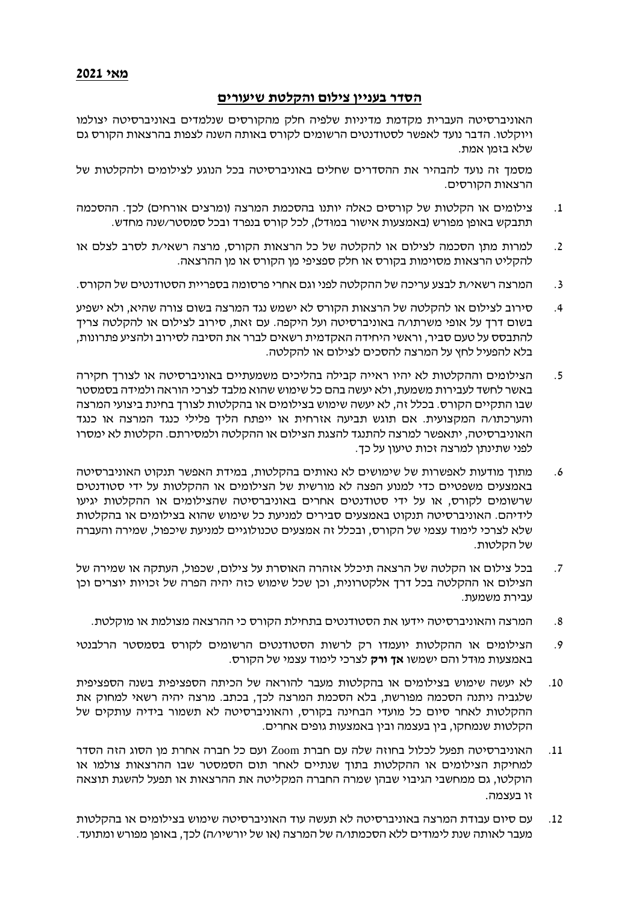**מאי 2021**

## **הסדר בעניין צילום והקלטת שיעורים**

האוניברסיטה העברית מקדמת מדיניות שלפיה חלק מהקורסים שנלמדים באוניברסיטה יצולמו ויוקלטו. הדבר נועד לאפשר לסטודנטים הרשומים לקורס באותה השנה לצפות בהרצאות הקורס גם שלא בזמן אמת.

מסמך זה נועד להבהיר את ההסדרים שחלים באוניברסיטה בכל הנוגע לצילומים ולהקלטות של הרצאות הקורסים.

1. צילומים או הקלטות של קורסים כאלה יותנו בהסכמת המרצה (ומרצים אורחים) לכך. ההסכמה תתבקש באופן מפורש (באמצעות אישור במודל), לכל קורס בנפרד ובכל סמסטר/שנה מחדש.
2. למרות מתן הסכמה לצילום או להקלטה של כל הרצאות הקורס, מרצה רשאי/ת לסרב לצלם או להקליט הרצאות מסוימות בקורס או חלק ספציפי מן הקורס או מן ההרצאה.
3. המרצה רשאי/ת לבצע עריכה של ההקלטה לפני וגם אחרי פרסומה בספריית הסטודנטים של הקורס.
4. סירוב לצילום או להקלטה של הרצאות הקורס לא ישמש נגד המרצה בשום צורה שהיא, ולא ישפיע בשום דרך על אופי משרתו/ה באוניברסיטה ועל היקפה. עם זאת, סירוב לצילום או להקלטה צריך להתבסס על טעם סביר, וראשי היחידה האקדמית רשאים לברר את הסיבה לסירוב ולהציע פתרונות, בלא להפעיל לחץ על המרצה להסכים לצילום או להקלטה.
5. הצילומים וההקלטות לא יהיו ראייה קבילה בהליכים משמעתיים באוניברסיטה או לצורך חקירה באשר לחשד לעבירות משמעת, ולא יעשה בהם כל שימוש שהוא מלבד לצרכי הוראה ולמידה בסמסטר שבו התקיים הקורס. בכלל זה, לא יעשה שימוש בצילומים או בהקלטות לצורך בחינת ביצועי המרצה והערכתו/ה המקצועית. אם תוגש תביעה אזרחית או ייפתח הליך פלילי כנגד המרצה או כנגד האוניברסיטה, יתאפשר למרצה להתנגד להצגת הצילום או ההקלטה ולמסירתם. הקלטות לא ימסרו לפני שיינתן למרצה זכות טיעון על כך.
6. מתוך מודעות לאפשרות של שימושים לא נאותים בהקלטות, במידת האפשר תנקוט האוניברסיטה באמצעים משפטיים כדי למנוע הפצה לא מורשית של הצילומים או ההקלטות על ידי סטודנטים שרשומים לקורס, או על ידי סטודנטים אחרים באוניברסיטה שהצילומים או ההקלטות יגיעו לידיהם. האוניברסיטה תנקוט באמצעים סבירים למניעת כל שימוש שהוא בצילומים או בהקלטות שלא לצרכי לימוד עצמי של הקורס, ובכלל זה אמצעים טכנולוגיים למניעת שיכפול, שמירה והעברה של הקלטות.
7. בכל צילום או הקלטה של הרצאה תיכלל אזהרה האוסרת על צילום, שכפול, העתקה או שמירה של הצילום או ההקלטה בכל דרך אלקטרונית, וכן שכל שימוש כזה יהיה הפרה של זכויות יוצרים וכן עבירת משמעת.
8. המרצה והאוניברסיטה יידעו את הסטודנטים בתחילת הקורס כי ההרצאה מצולמת או מוקלטת.
9. הצילומים או ההקלטות יועמדו רק לרשות הסטודנטים הרשומים לקורס בסמסטר הרלבנטי באמצעות מודל והם ישמשו **אך ורק** לצרכי לימוד עצמי של הקורס.
10. לא יעשה שימוש בצילומים או בהקלטות מעבר להוראה של הכיתה הספציפית בשנה הספציפית שלגביה ניתנה הסכמה מפורשת, בלא הסכמת המרצה לכך, בכתב. מרצה יהיה רשאי למחוק את ההקלטות לאחר סיום כל מועדי הבחינה בקורס, והאוניברסיטה לא תשמור בידיה עותקים של הקלטות שנמחקו, בין בעצמה ובין באמצעות גופים אחרים.
11. האוניברסיטה תפעל לכלול בחוזה שלה עם חברת Zoom ועם כל חברה אחרת מן הסוג הזה הסדר למחיקת הצילומים או ההקלטות בתוך שנתיים לאחר תום הסמסטר שבו ההרצאות צולמו או הוקלטו, גם ממחשבי הגיבוי שבהן שמרה החברה המקליטה את ההרצאות או תפעל להשגת תוצאה זו בעצמה.
12. עם סיום עבודת המרצה באוניברסיטה לא תעשה עוד האוניברסיטה שימוש בצילומים או בהקלטות מעבר לאותה שנת לימודים ללא הסכמתו/ה של המרצה (או של יורשיו/ה) לכך, באופן מפורש ומתועד.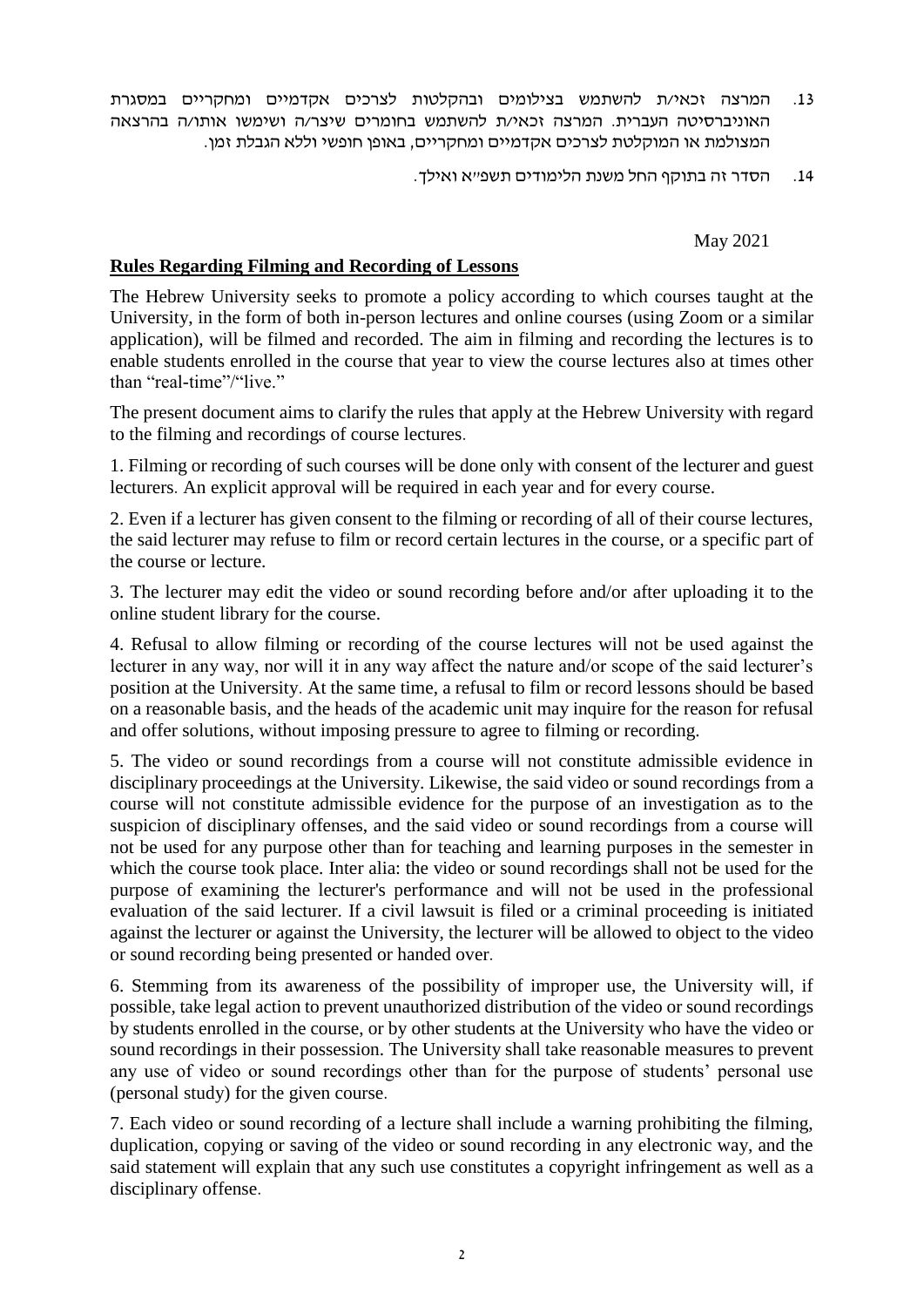13. המרצה זכאי/ת להשתמש בצילומים ובהקלטות לצרכים אקדמיים ומחקריים במסגרת האוניברסיטה העברית. המרצה זכאי/ת להשתמש בחומרים שיצר/ה ושימשו אותו/ה בהרצאה המצולמת או המוקלטת לצרכים אקדמיים ומחקריים, באופן חופשי וללא הגבלת זמן.

14. הסדר זה בתוקף החל משנת הלימודים תשפ״א ואילך.

May 2021

**Rules Regarding Filming and Recording of Lessons**

The Hebrew University seeks to promote a policy according to which courses taught at the University, in the form of both in-person lectures and online courses (using Zoom or a similar application), will be filmed and recorded. The aim in filming and recording the lectures is to enable students enrolled in the course that year to view the course lectures also at times other than "real-time"/"live."

The present document aims to clarify the rules that apply at the Hebrew University with regard to the filming and recordings of course lectures.

1. Filming or recording of such courses will be done only with consent of the lecturer and guest lecturers. An explicit approval will be required in each year and for every course.

2. Even if a lecturer has given consent to the filming or recording of all of their course lectures, the said lecturer may refuse to film or record certain lectures in the course, or a specific part of the course or lecture.

3. The lecturer may edit the video or sound recording before and/or after uploading it to the online student library for the course.

4. Refusal to allow filming or recording of the course lectures will not be used against the lecturer in any way, nor will it in any way affect the nature and/or scope of the said lecturer's position at the University. At the same time, a refusal to film or record lessons should be based on a reasonable basis, and the heads of the academic unit may inquire for the reason for refusal and offer solutions, without imposing pressure to agree to filming or recording.

5. The video or sound recordings from a course will not constitute admissible evidence in disciplinary proceedings at the University. Likewise, the said video or sound recordings from a course will not constitute admissible evidence for the purpose of an investigation as to the suspicion of disciplinary offenses, and the said video or sound recordings from a course will not be used for any purpose other than for teaching and learning purposes in the semester in which the course took place. Inter alia: the video or sound recordings shall not be used for the purpose of examining the lecturer's performance and will not be used in the professional evaluation of the said lecturer. If a civil lawsuit is filed or a criminal proceeding is initiated against the lecturer or against the University, the lecturer will be allowed to object to the video or sound recording being presented or handed over.

6. Stemming from its awareness of the possibility of improper use, the University will, if possible, take legal action to prevent unauthorized distribution of the video or sound recordings by students enrolled in the course, or by other students at the University who have the video or sound recordings in their possession. The University shall take reasonable measures to prevent any use of video or sound recordings other than for the purpose of students' personal use (personal study) for the given course.

7. Each video or sound recording of a lecture shall include a warning prohibiting the filming, duplication, copying or saving of the video or sound recording in any electronic way, and the said statement will explain that any such use constitutes a copyright infringement as well as a disciplinary offense.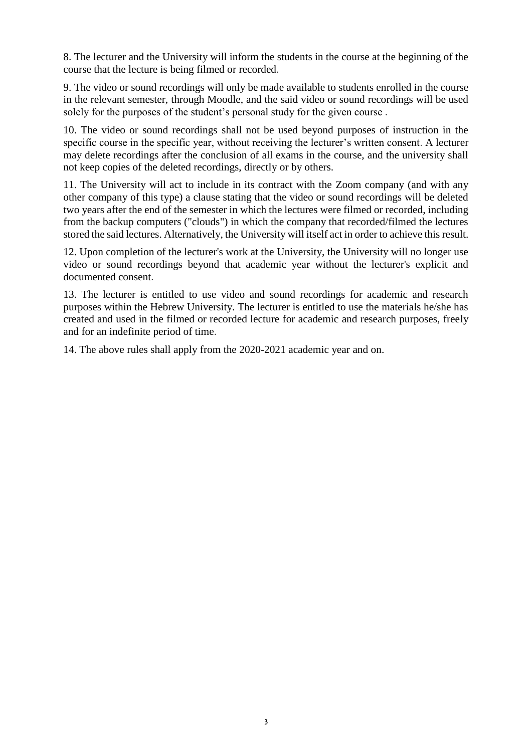8. The lecturer and the University will inform the students in the course at the beginning of the course that the lecture is being filmed or recorded.

9. The video or sound recordings will only be made available to students enrolled in the course in the relevant semester, through Moodle, and the said video or sound recordings will be used solely for the purposes of the student's personal study for the given course .

10. The video or sound recordings shall not be used beyond purposes of instruction in the specific course in the specific year, without receiving the lecturer's written consent. A lecturer may delete recordings after the conclusion of all exams in the course, and the university shall not keep copies of the deleted recordings, directly or by others.

11. The University will act to include in its contract with the Zoom company (and with any other company of this type) a clause stating that the video or sound recordings will be deleted two years after the end of the semester in which the lectures were filmed or recorded, including from the backup computers ("clouds") in which the company that recorded/filmed the lectures stored the said lectures. Alternatively, the University will itself act in order to achieve this result.

12. Upon completion of the lecturer's work at the University, the University will no longer use video or sound recordings beyond that academic year without the lecturer's explicit and documented consent.

13. The lecturer is entitled to use video and sound recordings for academic and research purposes within the Hebrew University. The lecturer is entitled to use the materials he/she has created and used in the filmed or recorded lecture for academic and research purposes, freely and for an indefinite period of time.

14. The above rules shall apply from the 2020-2021 academic year and on.